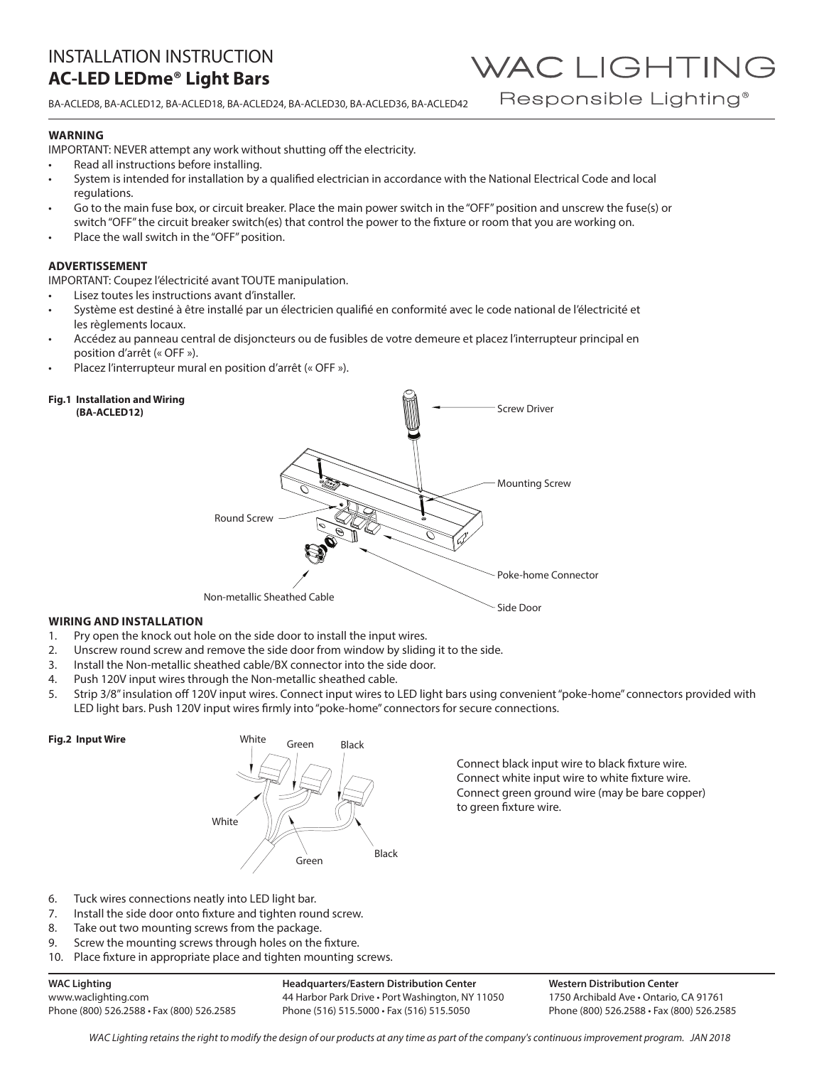# INSTALLATION INSTRUCTION
## AC-LED LEDme® Light Bars

WAC LIGHTING
Responsible Lighting®

BA-ACLED8, BA-ACLED12, BA-ACLED18, BA-ACLED24, BA-ACLED30, BA-ACLED36, BA-ACLED42

**WARNING**

IMPORTANT: NEVER attempt any work without shutting off the electricity.

- Read all instructions before installing.
- System is intended for installation by a qualified electrician in accordance with the National Electrical Code and local regulations.
- Go to the main fuse box, or circuit breaker. Place the main power switch in the "OFF" position and unscrew the fuse(s) or switch "OFF" the circuit breaker switch(es) that control the power to the fixture or room that you are working on.
- Place the wall switch in the "OFF" position.

**ADVERTISSEMENT**

IMPORTANT: Coupez l'électricité avant TOUTE manipulation.

- Lisez toutes les instructions avant d'installer.
- Système est destiné à être installé par un électricien qualifié en conformité avec le code national de l'électricité et les règlements locaux.
- Accédez au panneau central de disjoncteurs ou de fusibles de votre demeure et placez l'interrupteur principal en position d'arrêt (« OFF »).
- Placez l'interrupteur mural en position d'arrêt (« OFF »).

**Fig.1 Installation and Wiring (BA-ACLED12)**

Screw Driver
Mounting Screw
Round Screw
Poke-home Connector
Non-metallic Sheathed Cable
Side Door

**WIRING AND INSTALLATION**

1. Pry open the knock out hole on the side door to install the input wires.
2. Unscrew round screw and remove the side door from window by sliding it to the side.
3. Install the Non-metallic sheathed cable/BX connector into the side door.
4. Push 120V input wires through the Non-metallic sheathed cable.
5. Strip 3/8" insulation off 120V input wires. Connect input wires to LED light bars using convenient "poke-home" connectors provided with LED light bars. Push 120V input wires firmly into "poke-home" connectors for secure connections.

**Fig.2 Input Wire**

White Green Black
White Green Black

Connect black input wire to black fixture wire.
Connect white input wire to white fixture wire.
Connect green ground wire (may be bare copper) to green fixture wire.

6. Tuck wires connections neatly into LED light bar.
7. Install the side door onto fixture and tighten round screw.
8. Take out two mounting screws from the package.
9. Screw the mounting screws through holes on the fixture.
10. Place fixture in appropriate place and tighten mounting screws.

**WAC Lighting**
www.waclighting.com
Phone (800) 526.2588 • Fax (800) 526.2585

**Headquarters/Eastern Distribution Center**
44 Harbor Park Drive • Port Washington, NY 11050
Phone (516) 515.5000 • Fax (516) 515.5050

**Western Distribution Center**
1750 Archibald Ave • Ontario, CA 91761
Phone (800) 526.2588 • Fax (800) 526.2585

*WAC Lighting retains the right to modify the design of our products at any time as part of the company's continuous improvement program. JAN 2018*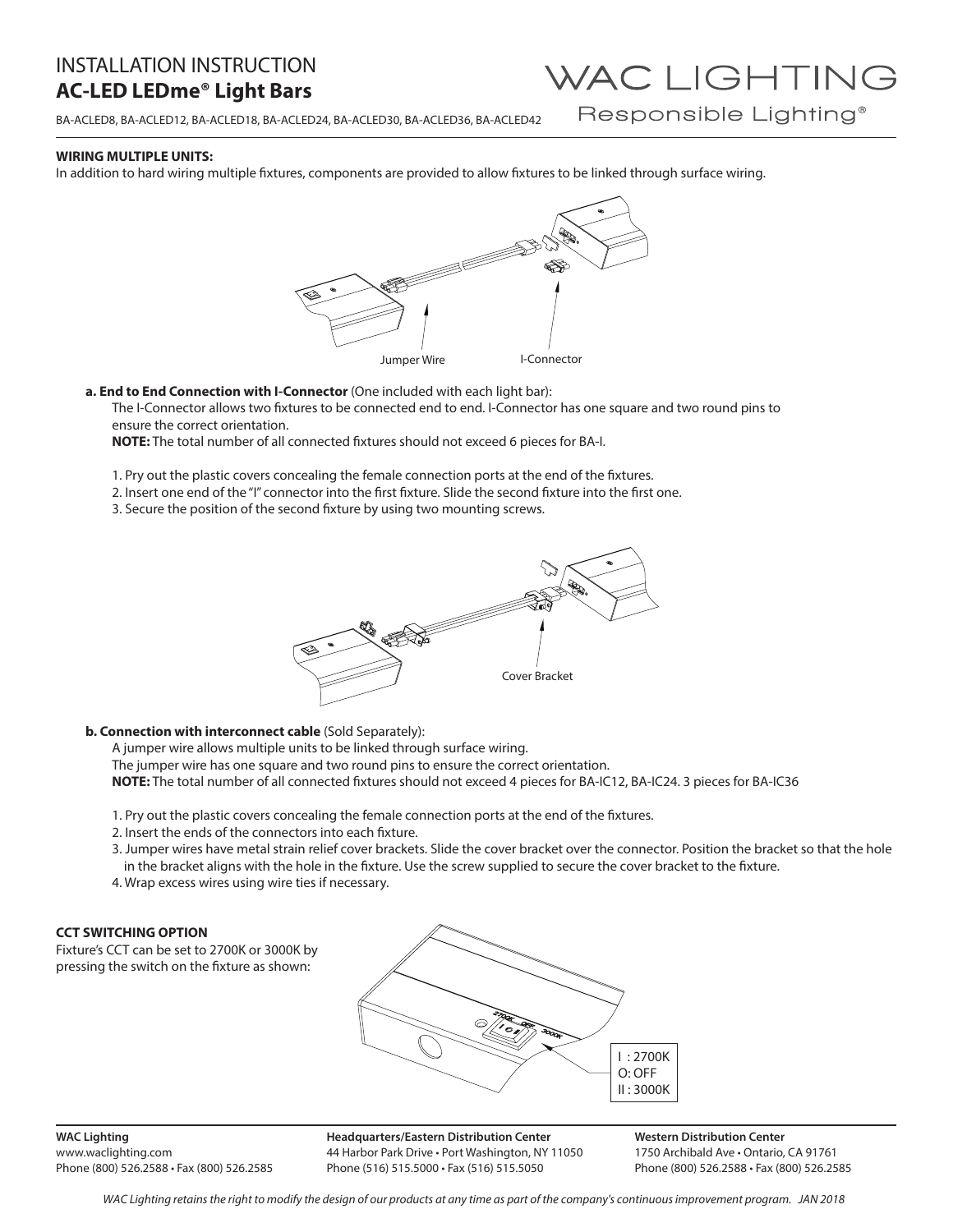# INSTALLATION INSTRUCTION
## AC-LED LEDme® Light Bars

BA-ACLED8, BA-ACLED12, BA-ACLED18, BA-ACLED24, BA-ACLED30, BA-ACLED36, BA-ACLED42

WAC LIGHTING
Responsible Lighting®

### WIRING MULTIPLE UNITS:

In addition to hard wiring multiple fixtures, components are provided to allow fixtures to be linked through surface wiring.

Jumper Wire

I-Connector

**a. End to End Connection with I-Connector** (One included with each light bar):

The I-Connector allows two fixtures to be connected end to end. I-Connector has one square and two round pins to ensure the correct orientation.

**NOTE:** The total number of all connected fixtures should not exceed 6 pieces for BA-I.

1. Pry out the plastic covers concealing the female connection ports at the end of the fixtures.
2. Insert one end of the "I" connector into the first fixture. Slide the second fixture into the first one.
3. Secure the position of the second fixture by using two mounting screws.

Cover Bracket

**b. Connection with interconnect cable** (Sold Separately):

A jumper wire allows multiple units to be linked through surface wiring.
The jumper wire has one square and two round pins to ensure the correct orientation.

**NOTE:** The total number of all connected fixtures should not exceed 4 pieces for BA-IC12, BA-IC24. 3 pieces for BA-IC36

1. Pry out the plastic covers concealing the female connection ports at the end of the fixtures.
2. Insert the ends of the connectors into each fixture.
3. Jumper wires have metal strain relief cover brackets. Slide the cover bracket over the connector. Position the bracket so that the hole in the bracket aligns with the hole in the fixture. Use the screw supplied to secure the cover bracket to the fixture.
4. Wrap excess wires using wire ties if necessary.

### CCT SWITCHING OPTION

Fixture's CCT can be set to 2700K or 3000K by pressing the switch on the fixture as shown:

2700K OFF 3000K

I : 2700K
O: OFF
II : 3000K

**WAC Lighting**
www.waclighting.com
Phone (800) 526.2588 • Fax (800) 526.2585

**Headquarters/Eastern Distribution Center**
44 Harbor Park Drive • Port Washington, NY 11050
Phone (516) 515.5000 • Fax (516) 515.5050

**Western Distribution Center**
1750 Archibald Ave • Ontario, CA 91761
Phone (800) 526.2588 • Fax (800) 526.2585

*WAC Lighting retains the right to modify the design of our products at any time as part of the company's continuous improvement program. JAN 2018*